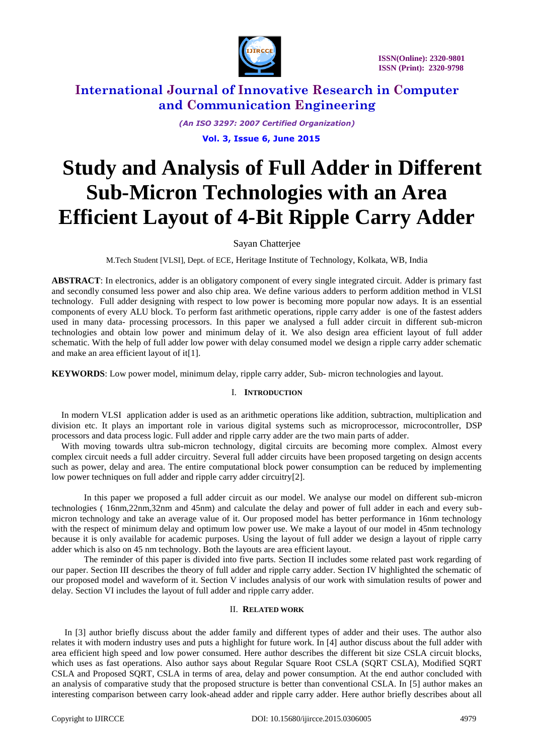# Study and Analysis of Full Adder in Different Sub-Micron Technologies with an Area Efficient Layout of 4-Bit Ripple Carry Adder

Sayan Chatterjee

M.Tech Student [VLSI], Dept. of ECE, Heritage Institute of Technology, Kolkata, WB, India

**ABSTRACT**: In electronics, adder is an obligatory component of every single integrated circuit. Adder is primary fast and secondly consumed less power and also chip area. We define various adders to perform addition method in VLSI technology. Full adder designing with respect to low power is becoming more popular now adays. It is an essential components of every ALU block. To perform fast arithmetic operations, ripple carry adder is one of the fastest adders used in many data- processing processors. In this paper we analysed a full adder circuit in different sub-micron technologies and obtain low power and minimum delay of it. We also design area efficient layout of full adder schematic. With the help of full adder low power with delay consumed model we design a ripple carry adder schematic and make an area efficient layout of it[1].

**KEYWORDS**: Low power model, minimum delay, ripple carry adder, Sub- micron technologies and layout.

## I. Introduction

In modern VLSI application adder is used as an arithmetic operations like addition, subtraction, multiplication and division etc. It plays an important role in various digital systems such as microprocessor, microcontroller, DSP processors and data process logic. Full adder and ripple carry adder are the two main parts of adder.

With moving towards ultra sub-micron technology, digital circuits are becoming more complex. Almost every complex circuit needs a full adder circuitry. Several full adder circuits have been proposed targeting on design accents such as power, delay and area. The entire computational block power consumption can be reduced by implementing low power techniques on full adder and ripple carry adder circuitry[2].

In this paper we proposed a full adder circuit as our model. We analyse our model on different sub-micron technologies ( 16nm,22nm,32nm and 45nm) and calculate the delay and power of full adder in each and every sub-micron technology and take an average value of it. Our proposed model has better performance in 16nm technology with the respect of minimum delay and optimum low power use. We make a layout of our model in 45nm technology because it is only available for academic purposes. Using the layout of full adder we design a layout of ripple carry adder which is also on 45 nm technology. Both the layouts are area efficient layout.

The reminder of this paper is divided into five parts. Section II includes some related past work regarding of our paper. Section III describes the theory of full adder and ripple carry adder. Section IV highlighted the schematic of our proposed model and waveform of it. Section V includes analysis of our work with simulation results of power and delay. Section VI includes the layout of full adder and ripple carry adder.

## II. Related Work

In [3] author briefly discuss about the adder family and different types of adder and their uses. The author also relates it with modern industry uses and puts a highlight for future work. In [4] author discuss about the full adder with area efficient high speed and low power consumed. Here author describes the different bit size CSLA circuit blocks, which uses as fast operations. Also author says about Regular Square Root CSLA (SQRT CSLA), Modified SQRT CSLA and Proposed SQRT, CSLA in terms of area, delay and power consumption. At the end author concluded with an analysis of comparative study that the proposed structure is better than conventional CSLA. In [5] author makes an interesting comparison between carry look-ahead adder and ripple carry adder. Here author briefly describes about all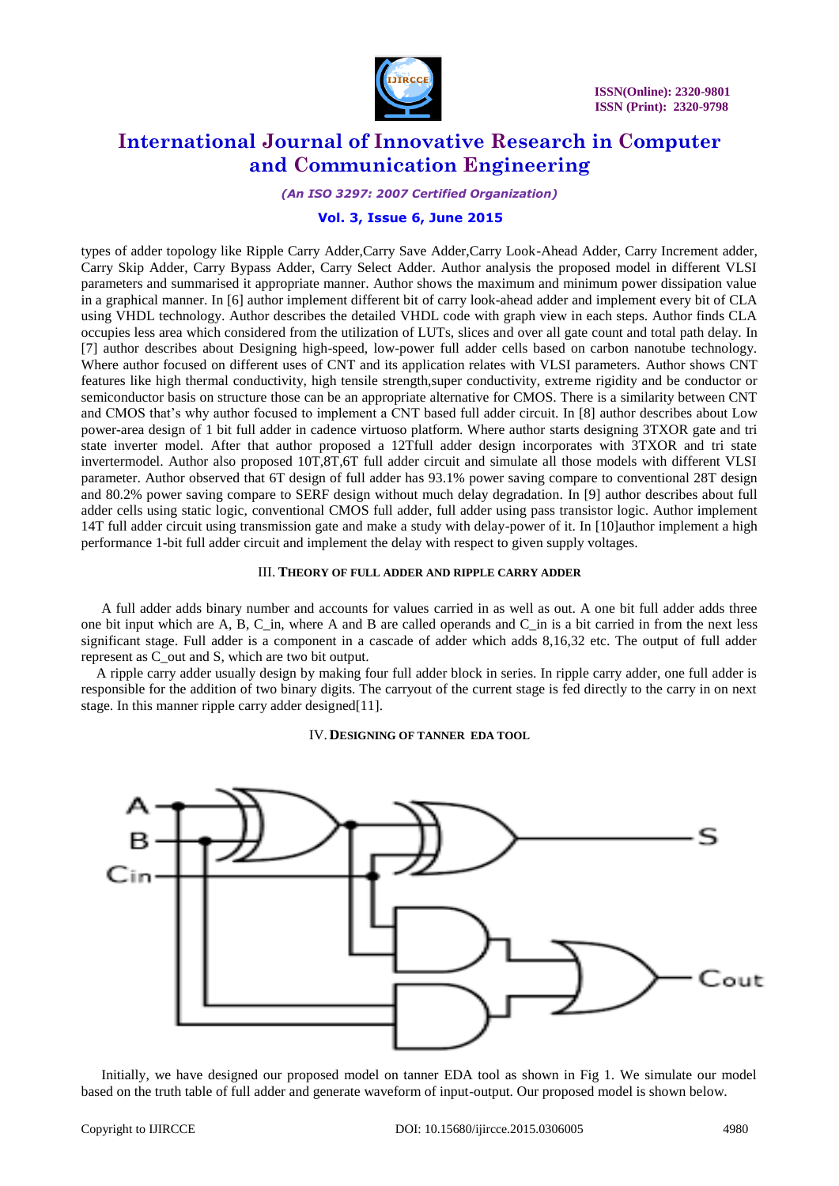types of adder topology like Ripple Carry Adder,Carry Save Adder,Carry Look-Ahead Adder, Carry Increment adder, Carry Skip Adder, Carry Bypass Adder, Carry Select Adder. Author analysis the proposed model in different VLSI parameters and summarised it appropriate manner. Author shows the maximum and minimum power dissipation value in a graphical manner. In [6] author implement different bit of carry look-ahead adder and implement every bit of CLA using VHDL technology. Author describes the detailed VHDL code with graph view in each steps. Author finds CLA occupies less area which considered from the utilization of LUTs, slices and over all gate count and total path delay. In [7] author describes about Designing high-speed, low-power full adder cells based on carbon nanotube technology. Where author focused on different uses of CNT and its application relates with VLSI parameters. Author shows CNT features like high thermal conductivity, high tensile strength,super conductivity, extreme rigidity and be conductor or semiconductor basis on structure those can be an appropriate alternative for CMOS. There is a similarity between CNT and CMOS that's why author focused to implement a CNT based full adder circuit. In [8] author describes about Low power-area design of 1 bit full adder in cadence virtuoso platform. Where author starts designing 3TXOR gate and tri state inverter model. After that author proposed a 12Tfull adder design incorporates with 3TXOR and tri state invertermodel. Author also proposed 10T,8T,6T full adder circuit and simulate all those models with different VLSI parameter. Author observed that 6T design of full adder has 93.1% power saving compare to conventional 28T design and 80.2% power saving compare to SERF design without much delay degradation. In [9] author describes about full adder cells using static logic, conventional CMOS full adder, full adder using pass transistor logic. Author implement 14T full adder circuit using transmission gate and make a study with delay-power of it. In [10]author implement a high performance 1-bit full adder circuit and implement the delay with respect to given supply voltages.

## III. Theory of Full Adder and Ripple Carry Adder

A full adder adds binary number and accounts for values carried in as well as out. A one bit full adder adds three one bit input which are A, B, C_in, where A and B are called operands and C_in is a bit carried in from the next less significant stage. Full adder is a component in a cascade of adder which adds 8,16,32 etc. The output of full adder represent as C_out and S, which are two bit output.

A ripple carry adder usually design by making four full adder block in series. In ripple carry adder, one full adder is responsible for the addition of two binary digits. The carryout of the current stage is fed directly to the carry in on next stage. In this manner ripple carry adder designed[11].

## IV. Designing of Tanner EDA Tool

Initially, we have designed our proposed model on tanner EDA tool as shown in Fig 1. We simulate our model based on the truth table of full adder and generate waveform of input-output. Our proposed model is shown below.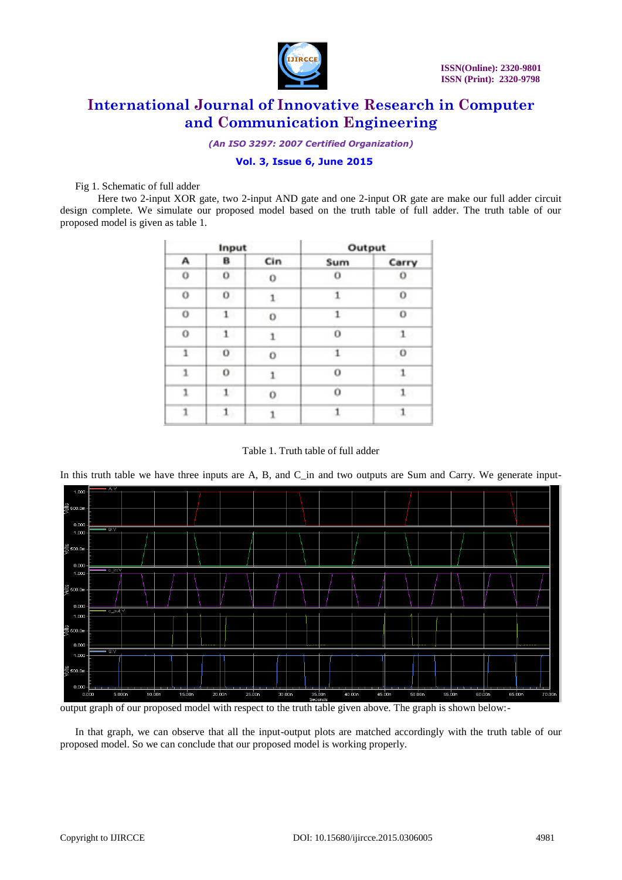Fig 1. Schematic of full adder

Here two 2-input XOR gate, two 2-input AND gate and one 2-input OR gate are make our full adder circuit design complete. We simulate our proposed model based on the truth table of full adder. The truth table of our proposed model is given as table 1.

| Input | | | Output | |
|---|---|---|---|---|
| A | B | Cin | Sum | Carry |
| 0 | 0 | 0 | 0 | 0 |
| 0 | 0 | 1 | 1 | 0 |
| 0 | 1 | 0 | 1 | 0 |
| 0 | 1 | 1 | 0 | 1 |
| 1 | 0 | 0 | 1 | 0 |
| 1 | 0 | 1 | 0 | 1 |
| 1 | 1 | 0 | 0 | 1 |
| 1 | 1 | 1 | 1 | 1 |

Table 1. Truth table of full adder

In this truth table we have three inputs are A, B, and C_in and two outputs are Sum and Carry. We generate input-output graph of our proposed model with respect to the truth table given above. The graph is shown below:-

In that graph, we can observe that all the input-output plots are matched accordingly with the truth table of our proposed model. So we can conclude that our proposed model is working properly.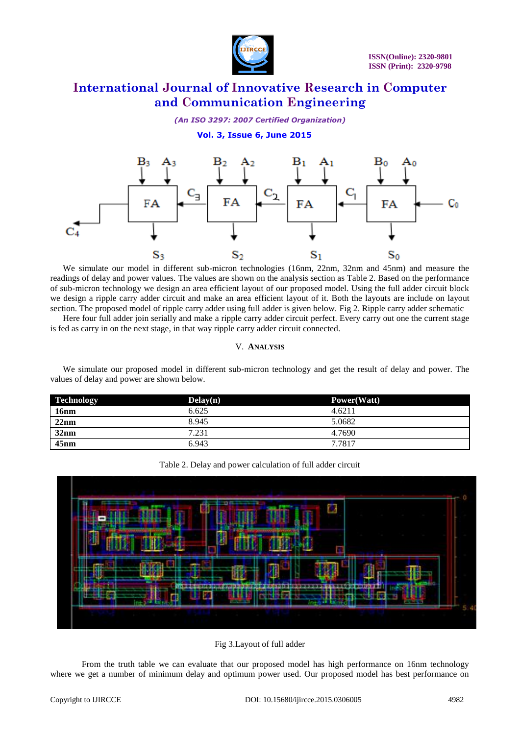We simulate our model in different sub-micron technologies (16nm, 22nm, 32nm and 45nm) and measure the readings of delay and power values. The values are shown on the analysis section as Table 2. Based on the performance of sub-micron technology we design an area efficient layout of our proposed model. Using the full adder circuit block we design a ripple carry adder circuit and make an area efficient layout of it. Both the layouts are include on layout section. The proposed model of ripple carry adder using full adder is given below. Fig 2. Ripple carry adder schematic

Here four full adder join serially and make a ripple carry adder circuit perfect. Every carry out one the current stage is fed as carry in on the next stage, in that way ripple carry adder circuit connected.

## V. ANALYSIS

We simulate our proposed model in different sub-micron technology and get the result of delay and power. The values of delay and power are shown below.

| Technology | Delay(n) | Power(Watt) |
|---|---|---|
| **16nm** | 6.625 | 4.6211 |
| **22nm** | 8.945 | 5.0682 |
| **32nm** | 7.231 | 4.7690 |
| **45nm** | 6.943 | 7.7817 |

Table 2. Delay and power calculation of full adder circuit

Fig 3.Layout of full adder

From the truth table we can evaluate that our proposed model has high performance on 16nm technology where we get a number of minimum delay and optimum power used. Our proposed model has best performance on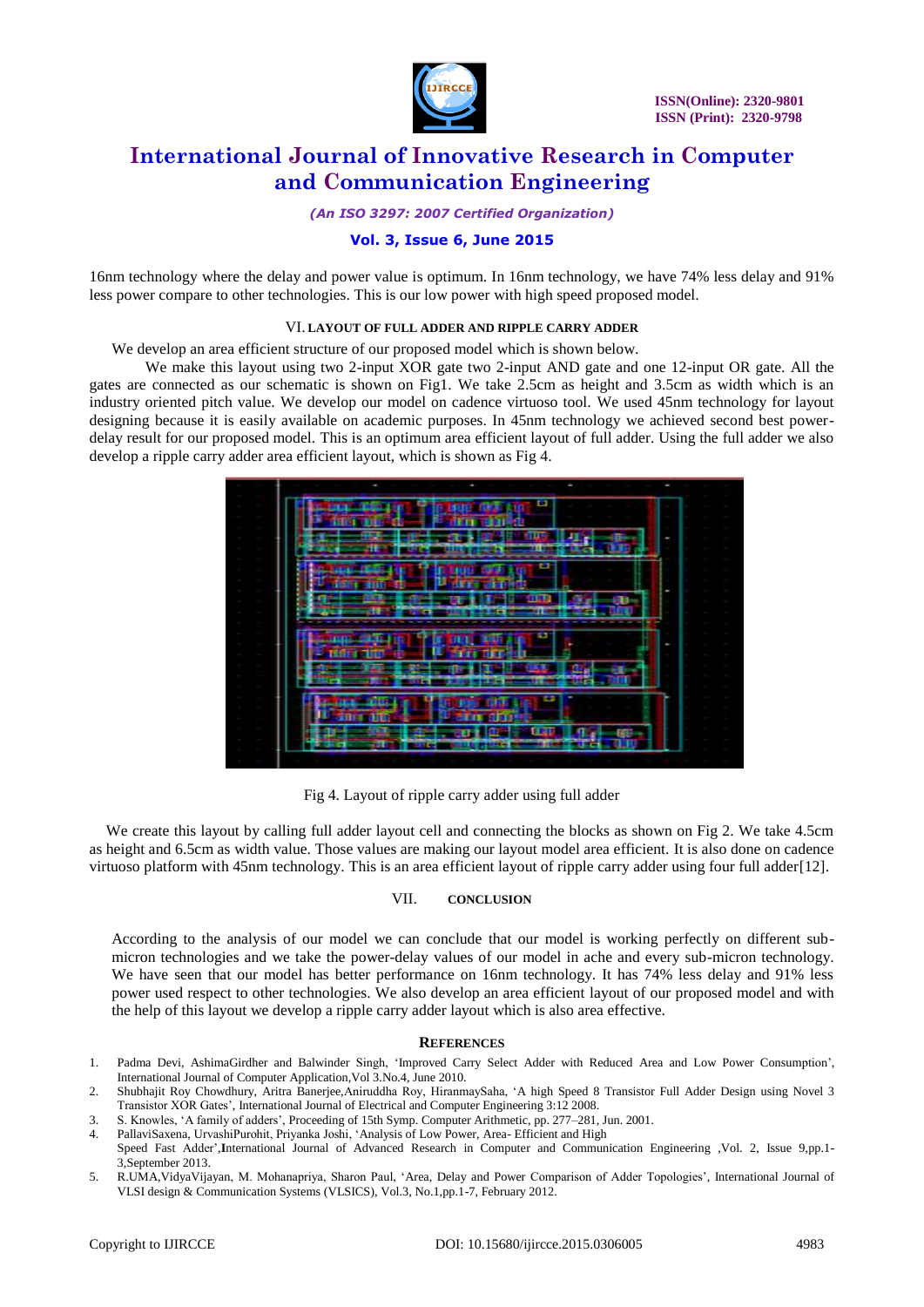16nm technology where the delay and power value is optimum. In 16nm technology, we have 74% less delay and 91% less power compare to other technologies. This is our low power with high speed proposed model.

## VI. LAYOUT OF FULL ADDER AND RIPPLE CARRY ADDER

We develop an area efficient structure of our proposed model which is shown below.

We make this layout using two 2-input XOR gate two 2-input AND gate and one 12-input OR gate. All the gates are connected as our schematic is shown on Fig1. We take 2.5cm as height and 3.5cm as width which is an industry oriented pitch value. We develop our model on cadence virtuoso tool. We used 45nm technology for layout designing because it is easily available on academic purposes. In 45nm technology we achieved second best power-delay result for our proposed model. This is an optimum area efficient layout of full adder. Using the full adder we also develop a ripple carry adder area efficient layout, which is shown as Fig 4.

Fig 4. Layout of ripple carry adder using full adder

We create this layout by calling full adder layout cell and connecting the blocks as shown on Fig 2. We take 4.5cm as height and 6.5cm as width value. Those values are making our layout model area efficient. It is also done on cadence virtuoso platform with 45nm technology. This is an area efficient layout of ripple carry adder using four full adder[12].

## VII. CONCLUSION

According to the analysis of our model we can conclude that our model is working perfectly on different sub-micron technologies and we take the power-delay values of our model in ache and every sub-micron technology. We have seen that our model has better performance on 16nm technology. It has 74% less delay and 91% less power used respect to other technologies. We also develop an area efficient layout of our proposed model and with the help of this layout we develop a ripple carry adder layout which is also area effective.

## REFERENCES

1. Padma Devi, AshimaGirdher and Balwinder Singh, 'Improved Carry Select Adder with Reduced Area and Low Power Consumption', International Journal of Computer Application,Vol 3.No.4, June 2010.
2. Shubhajit Roy Chowdhury, Aritra Banerjee,Aniruddha Roy, HiranmaySaha, 'A high Speed 8 Transistor Full Adder Design using Novel 3 Transistor XOR Gates', International Journal of Electrical and Computer Engineering 3:12 2008.
3. S. Knowles, 'A family of adders', Proceeding of 15th Symp. Computer Arithmetic, pp. 277–281, Jun. 2001.
4. PallaviSaxena, UrvashiPurohit, Priyanka Joshi, 'Analysis of Low Power, Area- Efficient and High Speed Fast Adder',International Journal of Advanced Research in Computer and Communication Engineering ,Vol. 2, Issue 9,pp.1-3,September 2013.
5. R.UMA,VidyaVijayan, M. Mohanapriya, Sharon Paul, 'Area, Delay and Power Comparison of Adder Topologies', International Journal of VLSI design & Communication Systems (VLSICS), Vol.3, No.1,pp.1-7, February 2012.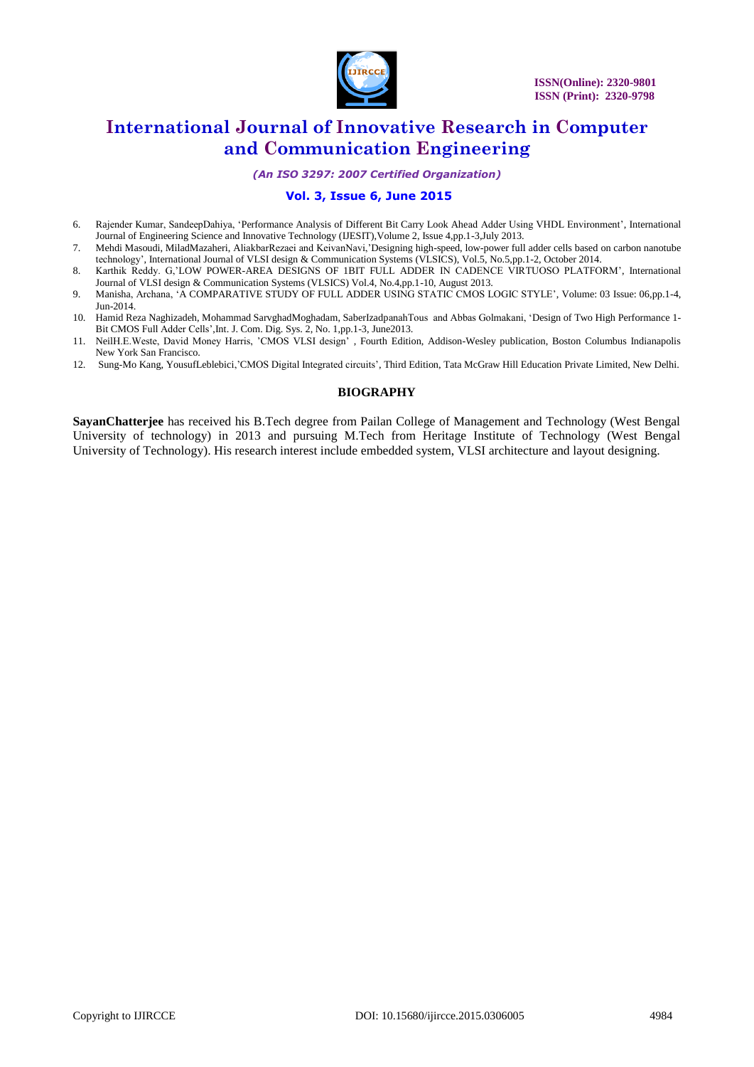6. Rajender Kumar, SandeepDahiya, 'Performance Analysis of Different Bit Carry Look Ahead Adder Using VHDL Environment', International Journal of Engineering Science and Innovative Technology (IJESIT),Volume 2, Issue 4,pp.1-3,July 2013.
7. Mehdi Masoudi, MiladMazaheri, AliakbarRezaei and KeivanNavi,'Designing high-speed, low-power full adder cells based on carbon nanotube technology', International Journal of VLSI design & Communication Systems (VLSICS), Vol.5, No.5,pp.1-2, October 2014.
8. Karthik Reddy. G,'LOW POWER-AREA DESIGNS OF 1BIT FULL ADDER IN CADENCE VIRTUOSO PLATFORM', International Journal of VLSI design & Communication Systems (VLSICS) Vol.4, No.4,pp.1-10, August 2013.
9. Manisha, Archana, 'A COMPARATIVE STUDY OF FULL ADDER USING STATIC CMOS LOGIC STYLE', Volume: 03 Issue: 06,pp.1-4, Jun-2014.
10. Hamid Reza Naghizadeh, Mohammad SarvghadMoghadam, SaberIzadpanahTous and Abbas Golmakani, 'Design of Two High Performance 1-Bit CMOS Full Adder Cells',Int. J. Com. Dig. Sys. 2, No. 1,pp.1-3, June2013.
11. NeilH.E.Weste, David Money Harris, 'CMOS VLSI design' , Fourth Edition, Addison-Wesley publication, Boston Columbus Indianapolis New York San Francisco.
12. Sung-Mo Kang, YousufLeblebici,'CMOS Digital Integrated circuits', Third Edition, Tata McGraw Hill Education Private Limited, New Delhi.

## BIOGRAPHY

**SayanChatterjee** has received his B.Tech degree from Pailan College of Management and Technology (West Bengal University of technology) in 2013 and pursuing M.Tech from Heritage Institute of Technology (West Bengal University of Technology). His research interest include embedded system, VLSI architecture and layout designing.